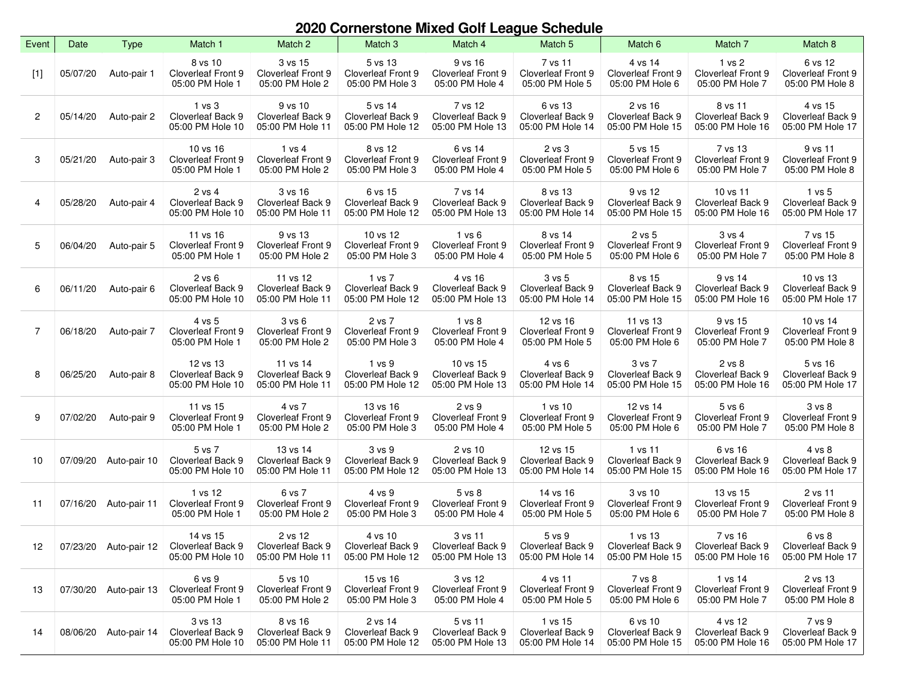# 2020 Cornerstone Mixed Golf League Schedule

| Event | Date | Type | Match 1 | Match 2 | Match 3 | Match 4 | Match 5 | Match 6 | Match 7 | Match 8 |
|---|---|---|---|---|---|---|---|---|---|---|
| [1] | 05/07/20 | Auto-pair 1 | 8 vs 10 Cloverleaf Front 9 05:00 PM Hole 1 | 3 vs 15 Cloverleaf Front 9 05:00 PM Hole 2 | 5 vs 13 Cloverleaf Front 9 05:00 PM Hole 3 | 9 vs 16 Cloverleaf Front 9 05:00 PM Hole 4 | 7 vs 11 Cloverleaf Front 9 05:00 PM Hole 5 | 4 vs 14 Cloverleaf Front 9 05:00 PM Hole 6 | 1 vs 2 Cloverleaf Front 9 05:00 PM Hole 7 | 6 vs 12 Cloverleaf Front 9 05:00 PM Hole 8 |
| 2 | 05/14/20 | Auto-pair 2 | 1 vs 3 Cloverleaf Back 9 05:00 PM Hole 10 | 9 vs 10 Cloverleaf Back 9 05:00 PM Hole 11 | 5 vs 14 Cloverleaf Back 9 05:00 PM Hole 12 | 7 vs 12 Cloverleaf Back 9 05:00 PM Hole 13 | 6 vs 13 Cloverleaf Back 9 05:00 PM Hole 14 | 2 vs 16 Cloverleaf Back 9 05:00 PM Hole 15 | 8 vs 11 Cloverleaf Back 9 05:00 PM Hole 16 | 4 vs 15 Cloverleaf Back 9 05:00 PM Hole 17 |
| 3 | 05/21/20 | Auto-pair 3 | 10 vs 16 Cloverleaf Front 9 05:00 PM Hole 1 | 1 vs 4 Cloverleaf Front 9 05:00 PM Hole 2 | 8 vs 12 Cloverleaf Front 9 05:00 PM Hole 3 | 6 vs 14 Cloverleaf Front 9 05:00 PM Hole 4 | 2 vs 3 Cloverleaf Front 9 05:00 PM Hole 5 | 5 vs 15 Cloverleaf Front 9 05:00 PM Hole 6 | 7 vs 13 Cloverleaf Front 9 05:00 PM Hole 7 | 9 vs 11 Cloverleaf Front 9 05:00 PM Hole 8 |
| 4 | 05/28/20 | Auto-pair 4 | 2 vs 4 Cloverleaf Back 9 05:00 PM Hole 10 | 3 vs 16 Cloverleaf Back 9 05:00 PM Hole 11 | 6 vs 15 Cloverleaf Back 9 05:00 PM Hole 12 | 7 vs 14 Cloverleaf Back 9 05:00 PM Hole 13 | 8 vs 13 Cloverleaf Back 9 05:00 PM Hole 14 | 9 vs 12 Cloverleaf Back 9 05:00 PM Hole 15 | 10 vs 11 Cloverleaf Back 9 05:00 PM Hole 16 | 1 vs 5 Cloverleaf Back 9 05:00 PM Hole 17 |
| 5 | 06/04/20 | Auto-pair 5 | 11 vs 16 Cloverleaf Front 9 05:00 PM Hole 1 | 9 vs 13 Cloverleaf Front 9 05:00 PM Hole 2 | 10 vs 12 Cloverleaf Front 9 05:00 PM Hole 3 | 1 vs 6 Cloverleaf Front 9 05:00 PM Hole 4 | 8 vs 14 Cloverleaf Front 9 05:00 PM Hole 5 | 2 vs 5 Cloverleaf Front 9 05:00 PM Hole 6 | 3 vs 4 Cloverleaf Front 9 05:00 PM Hole 7 | 7 vs 15 Cloverleaf Front 9 05:00 PM Hole 8 |
| 6 | 06/11/20 | Auto-pair 6 | 2 vs 6 Cloverleaf Back 9 05:00 PM Hole 10 | 11 vs 12 Cloverleaf Back 9 05:00 PM Hole 11 | 1 vs 7 Cloverleaf Back 9 05:00 PM Hole 12 | 4 vs 16 Cloverleaf Back 9 05:00 PM Hole 13 | 3 vs 5 Cloverleaf Back 9 05:00 PM Hole 14 | 8 vs 15 Cloverleaf Back 9 05:00 PM Hole 15 | 9 vs 14 Cloverleaf Back 9 05:00 PM Hole 16 | 10 vs 13 Cloverleaf Back 9 05:00 PM Hole 17 |
| 7 | 06/18/20 | Auto-pair 7 | 4 vs 5 Cloverleaf Front 9 05:00 PM Hole 1 | 3 vs 6 Cloverleaf Front 9 05:00 PM Hole 2 | 2 vs 7 Cloverleaf Front 9 05:00 PM Hole 3 | 1 vs 8 Cloverleaf Front 9 05:00 PM Hole 4 | 12 vs 16 Cloverleaf Front 9 05:00 PM Hole 5 | 11 vs 13 Cloverleaf Front 9 05:00 PM Hole 6 | 9 vs 15 Cloverleaf Front 9 05:00 PM Hole 7 | 10 vs 14 Cloverleaf Front 9 05:00 PM Hole 8 |
| 8 | 06/25/20 | Auto-pair 8 | 12 vs 13 Cloverleaf Back 9 05:00 PM Hole 10 | 11 vs 14 Cloverleaf Back 9 05:00 PM Hole 11 | 1 vs 9 Cloverleaf Back 9 05:00 PM Hole 12 | 10 vs 15 Cloverleaf Back 9 05:00 PM Hole 13 | 4 vs 6 Cloverleaf Back 9 05:00 PM Hole 14 | 3 vs 7 Cloverleaf Back 9 05:00 PM Hole 15 | 2 vs 8 Cloverleaf Back 9 05:00 PM Hole 16 | 5 vs 16 Cloverleaf Back 9 05:00 PM Hole 17 |
| 9 | 07/02/20 | Auto-pair 9 | 11 vs 15 Cloverleaf Front 9 05:00 PM Hole 1 | 4 vs 7 Cloverleaf Front 9 05:00 PM Hole 2 | 13 vs 16 Cloverleaf Front 9 05:00 PM Hole 3 | 2 vs 9 Cloverleaf Front 9 05:00 PM Hole 4 | 1 vs 10 Cloverleaf Front 9 05:00 PM Hole 5 | 12 vs 14 Cloverleaf Front 9 05:00 PM Hole 6 | 5 vs 6 Cloverleaf Front 9 05:00 PM Hole 7 | 3 vs 8 Cloverleaf Front 9 05:00 PM Hole 8 |
| 10 | 07/09/20 | Auto-pair 10 | 5 vs 7 Cloverleaf Back 9 05:00 PM Hole 10 | 13 vs 14 Cloverleaf Back 9 05:00 PM Hole 11 | 3 vs 9 Cloverleaf Back 9 05:00 PM Hole 12 | 2 vs 10 Cloverleaf Back 9 05:00 PM Hole 13 | 12 vs 15 Cloverleaf Back 9 05:00 PM Hole 14 | 1 vs 11 Cloverleaf Back 9 05:00 PM Hole 15 | 6 vs 16 Cloverleaf Back 9 05:00 PM Hole 16 | 4 vs 8 Cloverleaf Back 9 05:00 PM Hole 17 |
| 11 | 07/16/20 | Auto-pair 11 | 1 vs 12 Cloverleaf Front 9 05:00 PM Hole 1 | 6 vs 7 Cloverleaf Front 9 05:00 PM Hole 2 | 4 vs 9 Cloverleaf Front 9 05:00 PM Hole 3 | 5 vs 8 Cloverleaf Front 9 05:00 PM Hole 4 | 14 vs 16 Cloverleaf Front 9 05:00 PM Hole 5 | 3 vs 10 Cloverleaf Front 9 05:00 PM Hole 6 | 13 vs 15 Cloverleaf Front 9 05:00 PM Hole 7 | 2 vs 11 Cloverleaf Front 9 05:00 PM Hole 8 |
| 12 | 07/23/20 | Auto-pair 12 | 14 vs 15 Cloverleaf Back 9 05:00 PM Hole 10 | 2 vs 12 Cloverleaf Back 9 05:00 PM Hole 11 | 4 vs 10 Cloverleaf Back 9 05:00 PM Hole 12 | 3 vs 11 Cloverleaf Back 9 05:00 PM Hole 13 | 5 vs 9 Cloverleaf Back 9 05:00 PM Hole 14 | 1 vs 13 Cloverleaf Back 9 05:00 PM Hole 15 | 7 vs 16 Cloverleaf Back 9 05:00 PM Hole 16 | 6 vs 8 Cloverleaf Back 9 05:00 PM Hole 17 |
| 13 | 07/30/20 | Auto-pair 13 | 6 vs 9 Cloverleaf Front 9 05:00 PM Hole 1 | 5 vs 10 Cloverleaf Front 9 05:00 PM Hole 2 | 15 vs 16 Cloverleaf Front 9 05:00 PM Hole 3 | 3 vs 12 Cloverleaf Front 9 05:00 PM Hole 4 | 4 vs 11 Cloverleaf Front 9 05:00 PM Hole 5 | 7 vs 8 Cloverleaf Front 9 05:00 PM Hole 6 | 1 vs 14 Cloverleaf Front 9 05:00 PM Hole 7 | 2 vs 13 Cloverleaf Front 9 05:00 PM Hole 8 |
| 14 | 08/06/20 | Auto-pair 14 | 3 vs 13 Cloverleaf Back 9 05:00 PM Hole 10 | 8 vs 16 Cloverleaf Back 9 05:00 PM Hole 11 | 2 vs 14 Cloverleaf Back 9 05:00 PM Hole 12 | 5 vs 11 Cloverleaf Back 9 05:00 PM Hole 13 | 1 vs 15 Cloverleaf Back 9 05:00 PM Hole 14 | 6 vs 10 Cloverleaf Back 9 05:00 PM Hole 15 | 4 vs 12 Cloverleaf Back 9 05:00 PM Hole 16 | 7 vs 9 Cloverleaf Back 9 05:00 PM Hole 17 |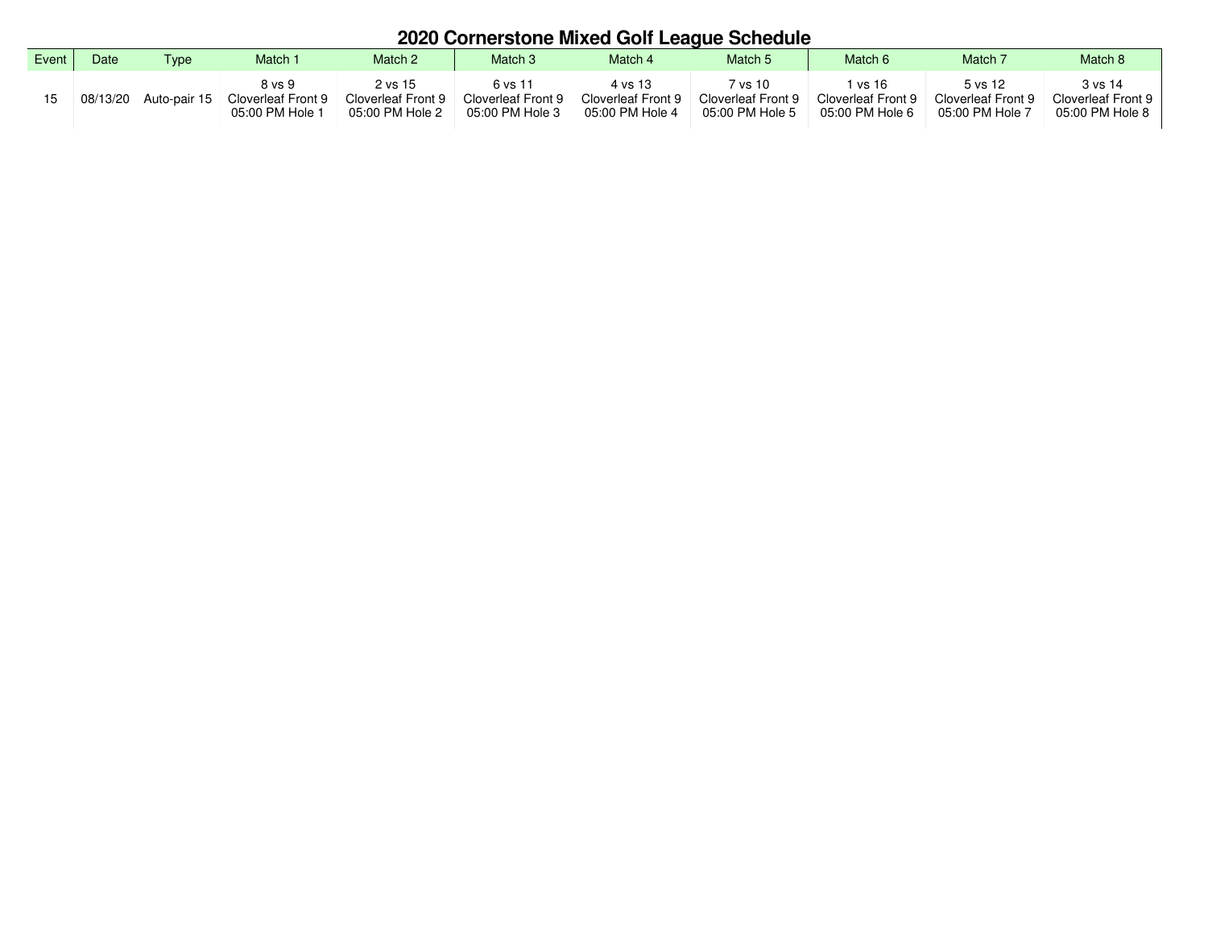# 2020 Cornerstone Mixed Golf League Schedule

| Event | Date | Type | Match 1 | Match 2 | Match 3 | Match 4 | Match 5 | Match 6 | Match 7 | Match 8 |
|---|---|---|---|---|---|---|---|---|---|---|
| 15 | 08/13/20 | Auto-pair 15 | 8 vs 9 Cloverleaf Front 9 05:00 PM Hole 1 | 2 vs 15 Cloverleaf Front 9 05:00 PM Hole 2 | 6 vs 11 Cloverleaf Front 9 05:00 PM Hole 3 | 4 vs 13 Cloverleaf Front 9 05:00 PM Hole 4 | 7 vs 10 Cloverleaf Front 9 05:00 PM Hole 5 | 1 vs 16 Cloverleaf Front 9 05:00 PM Hole 6 | 5 vs 12 Cloverleaf Front 9 05:00 PM Hole 7 | 3 vs 14 Cloverleaf Front 9 05:00 PM Hole 8 |